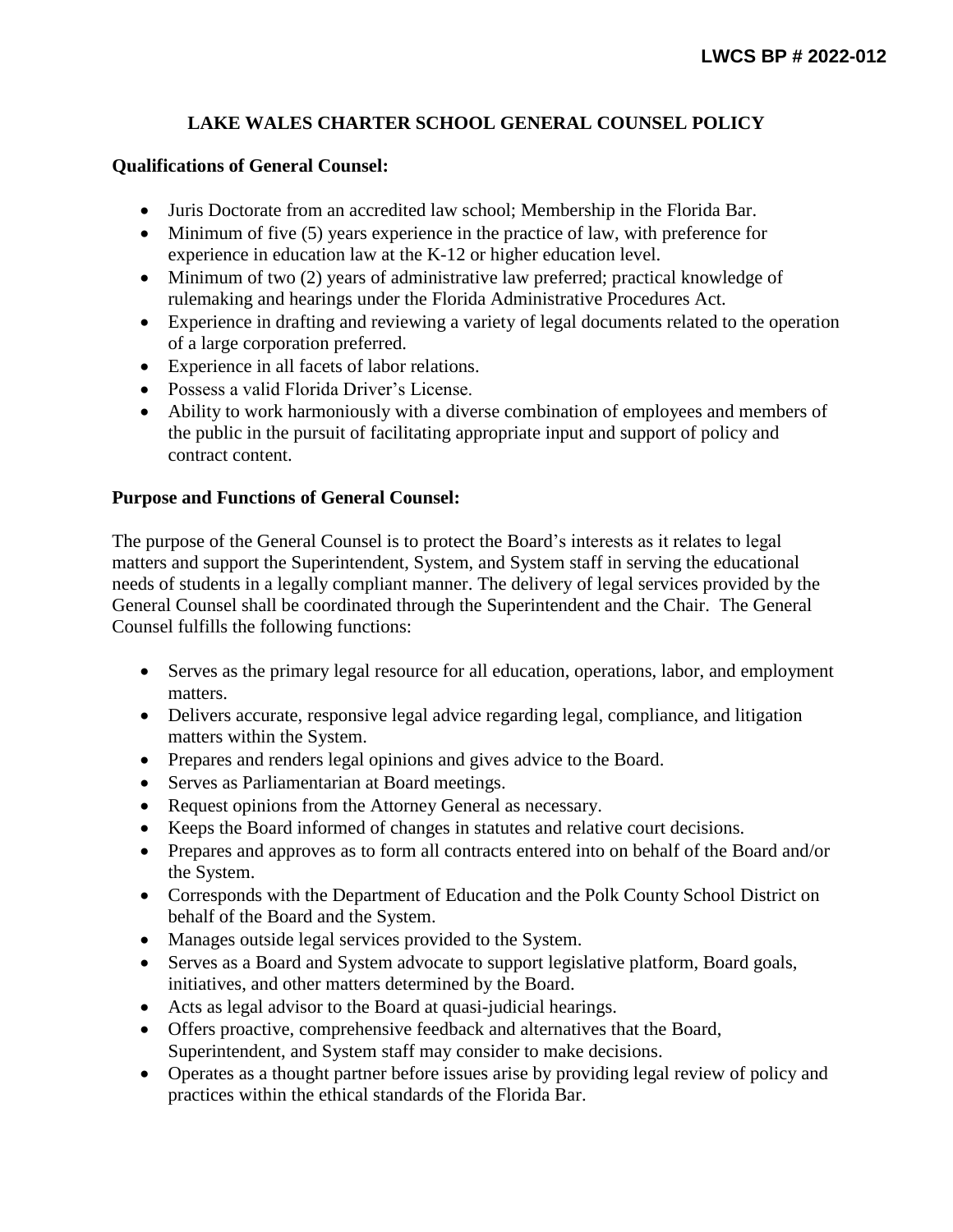**LWCS BP # 2022-012**

# LAKE WALES CHARTER SCHOOL GENERAL COUNSEL POLICY

**Qualifications of General Counsel:**

- Juris Doctorate from an accredited law school; Membership in the Florida Bar.
- Minimum of five (5) years experience in the practice of law, with preference for experience in education law at the K-12 or higher education level.
- Minimum of two (2) years of administrative law preferred; practical knowledge of rulemaking and hearings under the Florida Administrative Procedures Act.
- Experience in drafting and reviewing a variety of legal documents related to the operation of a large corporation preferred.
- Experience in all facets of labor relations.
- Possess a valid Florida Driver's License.
- Ability to work harmoniously with a diverse combination of employees and members of the public in the pursuit of facilitating appropriate input and support of policy and contract content.

**Purpose and Functions of General Counsel:**

The purpose of the General Counsel is to protect the Board's interests as it relates to legal matters and support the Superintendent, System, and System staff in serving the educational needs of students in a legally compliant manner. The delivery of legal services provided by the General Counsel shall be coordinated through the Superintendent and the Chair. The General Counsel fulfills the following functions:

- Serves as the primary legal resource for all education, operations, labor, and employment matters.
- Delivers accurate, responsive legal advice regarding legal, compliance, and litigation matters within the System.
- Prepares and renders legal opinions and gives advice to the Board.
- Serves as Parliamentarian at Board meetings.
- Request opinions from the Attorney General as necessary.
- Keeps the Board informed of changes in statutes and relative court decisions.
- Prepares and approves as to form all contracts entered into on behalf of the Board and/or the System.
- Corresponds with the Department of Education and the Polk County School District on behalf of the Board and the System.
- Manages outside legal services provided to the System.
- Serves as a Board and System advocate to support legislative platform, Board goals, initiatives, and other matters determined by the Board.
- Acts as legal advisor to the Board at quasi-judicial hearings.
- Offers proactive, comprehensive feedback and alternatives that the Board, Superintendent, and System staff may consider to make decisions.
- Operates as a thought partner before issues arise by providing legal review of policy and practices within the ethical standards of the Florida Bar.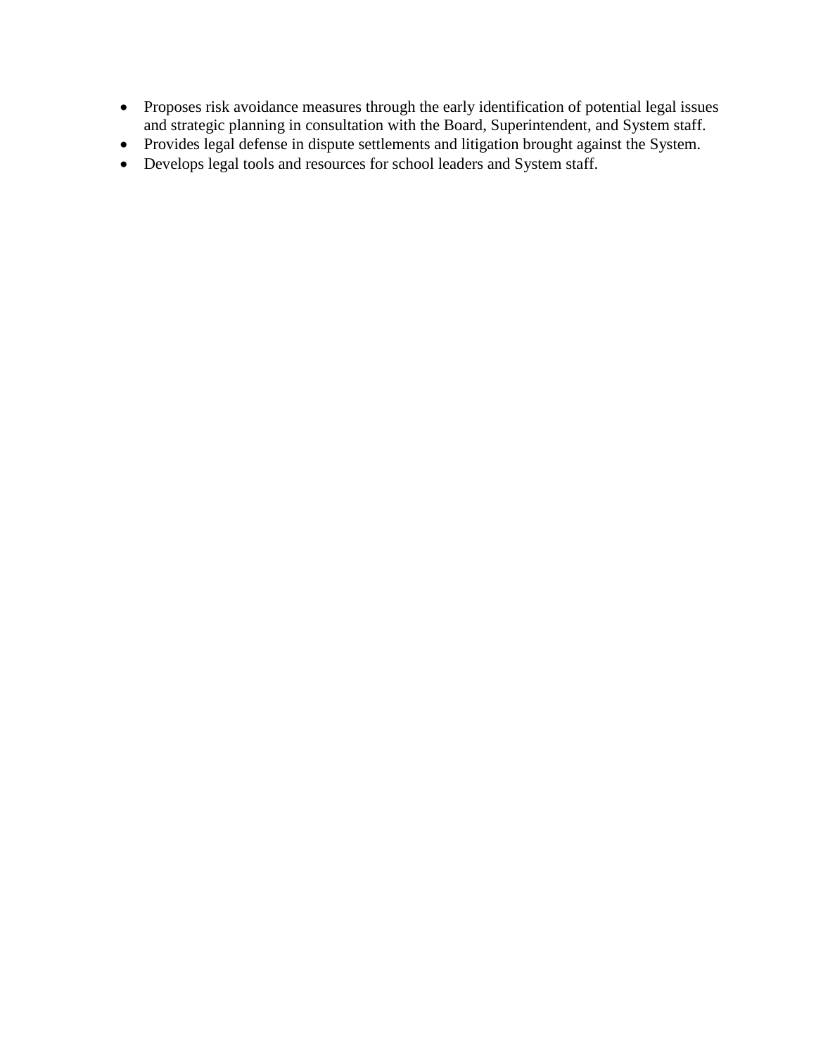- Proposes risk avoidance measures through the early identification of potential legal issues and strategic planning in consultation with the Board, Superintendent, and System staff.
- Provides legal defense in dispute settlements and litigation brought against the System.
- Develops legal tools and resources for school leaders and System staff.